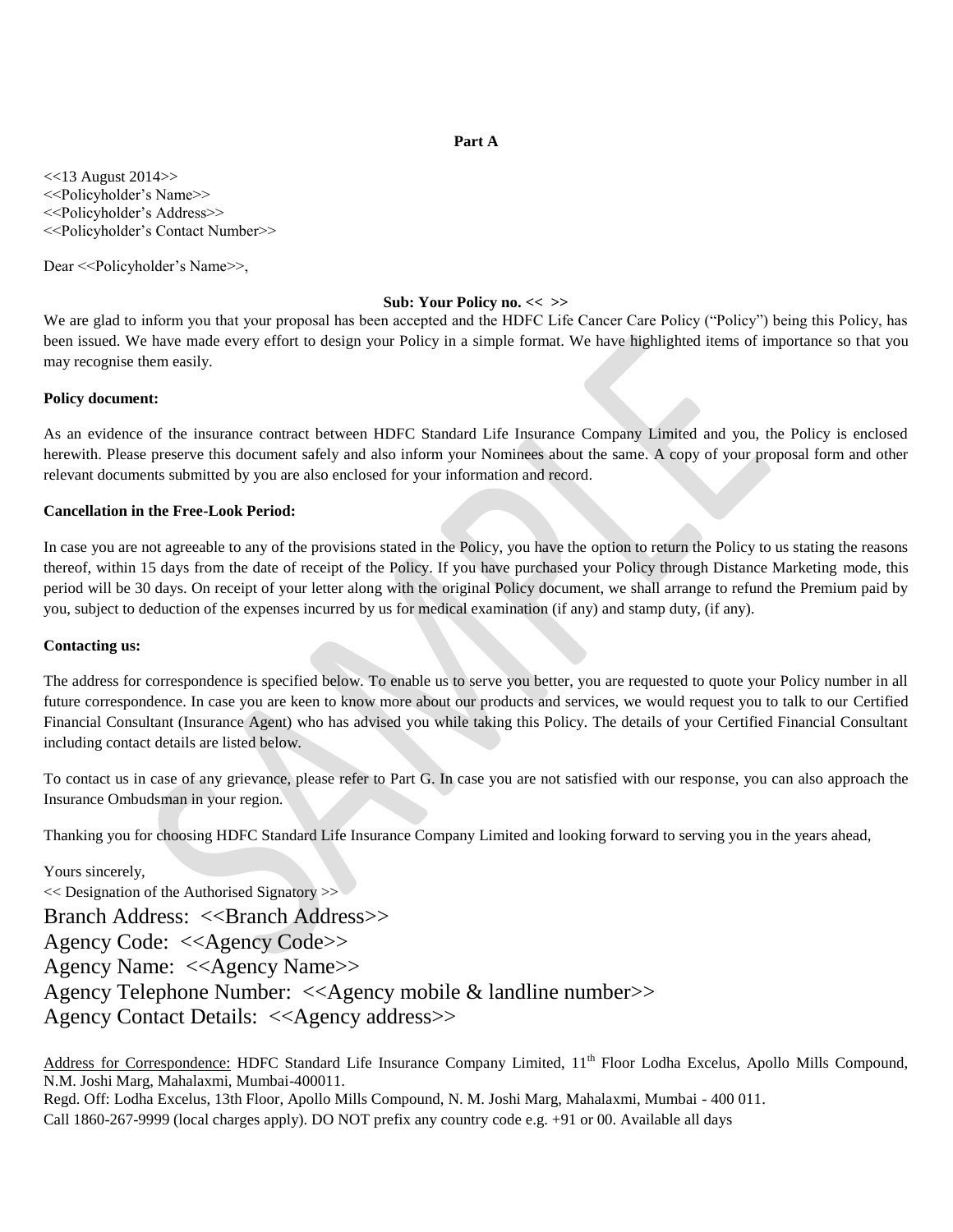**Part A**

<<13 August 2014>>
<<Policyholder's Name>>
<<Policyholder's Address>>
<<Policyholder's Contact Number>>

Dear <<Policyholder's Name>>,

**Sub: Your Policy no. << >>**

We are glad to inform you that your proposal has been accepted and the HDFC Life Cancer Care Policy ("Policy") being this Policy, has been issued. We have made every effort to design your Policy in a simple format. We have highlighted items of importance so that you may recognise them easily.

**Policy document:**

As an evidence of the insurance contract between HDFC Standard Life Insurance Company Limited and you, the Policy is enclosed herewith. Please preserve this document safely and also inform your Nominees about the same. A copy of your proposal form and other relevant documents submitted by you are also enclosed for your information and record.

**Cancellation in the Free-Look Period:**

In case you are not agreeable to any of the provisions stated in the Policy, you have the option to return the Policy to us stating the reasons thereof, within 15 days from the date of receipt of the Policy. If you have purchased your Policy through Distance Marketing mode, this period will be 30 days. On receipt of your letter along with the original Policy document, we shall arrange to refund the Premium paid by you, subject to deduction of the expenses incurred by us for medical examination (if any) and stamp duty, (if any).

**Contacting us:**

The address for correspondence is specified below. To enable us to serve you better, you are requested to quote your Policy number in all future correspondence. In case you are keen to know more about our products and services, we would request you to talk to our Certified Financial Consultant (Insurance Agent) who has advised you while taking this Policy. The details of your Certified Financial Consultant including contact details are listed below.

To contact us in case of any grievance, please refer to Part G. In case you are not satisfied with our response, you can also approach the Insurance Ombudsman in your region.

Thanking you for choosing HDFC Standard Life Insurance Company Limited and looking forward to serving you in the years ahead,

Yours sincerely,
<< Designation of the Authorised Signatory >>
Branch Address: <<Branch Address>>
Agency Code: <<Agency Code>>
Agency Name: <<Agency Name>>
Agency Telephone Number: <<Agency mobile & landline number>>
Agency Contact Details: <<Agency address>>

Address for Correspondence: HDFC Standard Life Insurance Company Limited, 11th Floor Lodha Excelus, Apollo Mills Compound, N.M. Joshi Marg, Mahalaxmi, Mumbai-400011.
Regd. Off: Lodha Excelus, 13th Floor, Apollo Mills Compound, N. M. Joshi Marg, Mahalaxmi, Mumbai - 400 011.
Call 1860-267-9999 (local charges apply). DO NOT prefix any country code e.g. +91 or 00. Available all days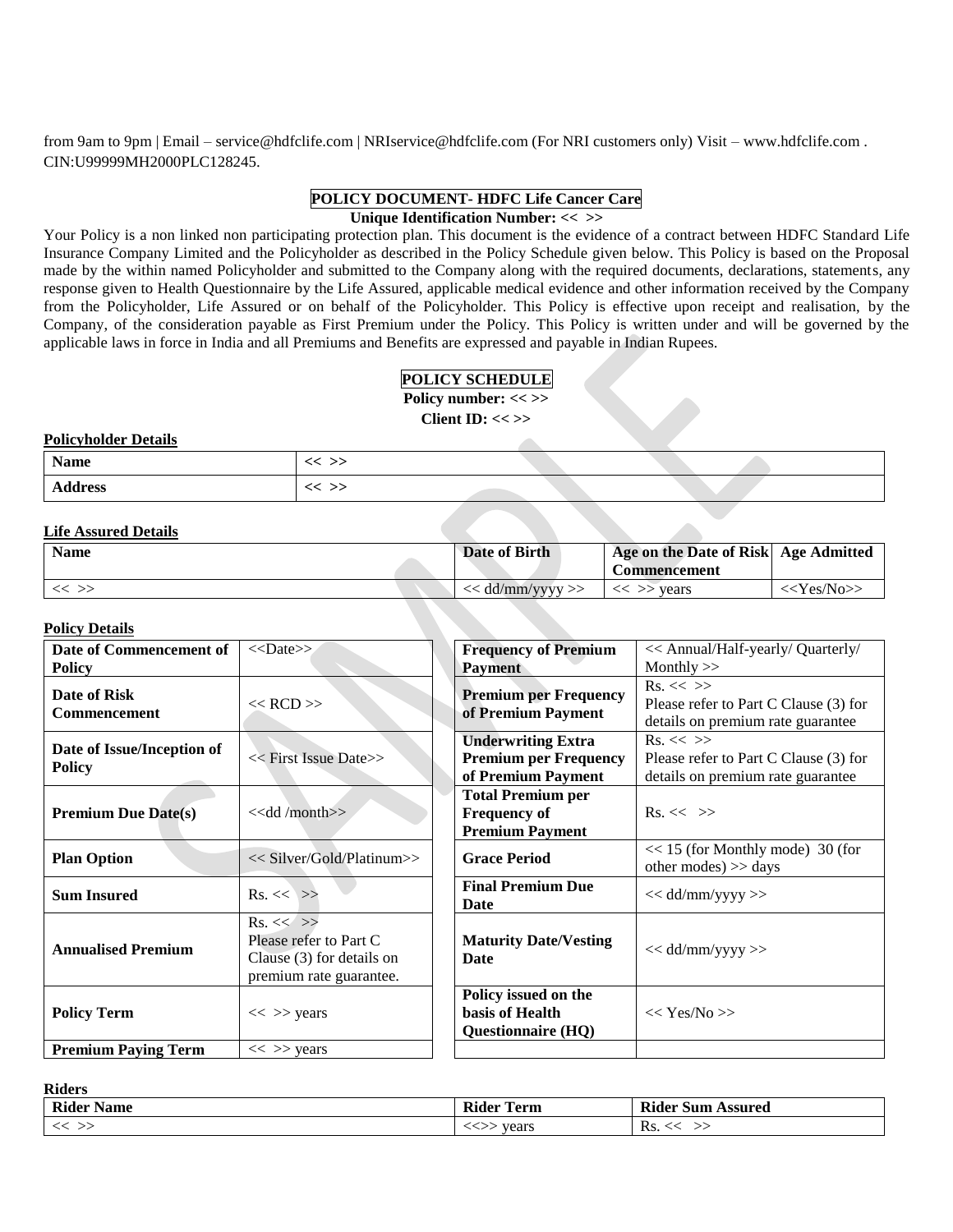from 9am to 9pm | Email – service@hdfclife.com | NRIservice@hdfclife.com (For NRI customers only) Visit – www.hdfclife.com . CIN:U99999MH2000PLC128245.

## POLICY DOCUMENT- HDFC Life Cancer Care

**Unique Identification Number: << >>**

Your Policy is a non linked non participating protection plan. This document is the evidence of a contract between HDFC Standard Life Insurance Company Limited and the Policyholder as described in the Policy Schedule given below. This Policy is based on the Proposal made by the within named Policyholder and submitted to the Company along with the required documents, declarations, statements, any response given to Health Questionnaire by the Life Assured, applicable medical evidence and other information received by the Company from the Policyholder, Life Assured or on behalf of the Policyholder. This Policy is effective upon receipt and realisation, by the Company, of the consideration payable as First Premium under the Policy. This Policy is written under and will be governed by the applicable laws in force in India and all Premiums and Benefits are expressed and payable in Indian Rupees.

## POLICY SCHEDULE

**Policy number: << >>**

**Client ID: << >>**

**Policyholder Details**

| Name | << >> |
|---|---|
| Address | << >> |

**Life Assured Details**

| Name | Date of Birth | Age on the Date of Risk Commencement | Age Admitted |
|---|---|---|---|
| << >> | << dd/mm/yyyy >> | << >> years | <<Yes/No>> |

**Policy Details**

| | | | |
|---|---|---|---|
| **Date of Commencement of Policy** | <<Date>> | **Frequency of Premium Payment** | << Annual/Half-yearly/ Quarterly/ Monthly >> |
| **Date of Risk Commencement** | << RCD >> | **Premium per Frequency of Premium Payment** | Rs. << >> Please refer to Part C Clause (3) for details on premium rate guarantee |
| **Date of Issue/Inception of Policy** | << First Issue Date>> | **Underwriting Extra Premium per Frequency of Premium Payment** | Rs. << >> Please refer to Part C Clause (3) for details on premium rate guarantee |
| **Premium Due Date(s)** | <<dd /month>> | **Total Premium per Frequency of Premium Payment** | Rs. << >> |
| **Plan Option** | << Silver/Gold/Platinum>> | **Grace Period** | << 15 (for Monthly mode) 30 (for other modes) >> days |
| **Sum Insured** | Rs. << >> | **Final Premium Due Date** | << dd/mm/yyyy >> |
| **Annualised Premium** | Rs. << >> Please refer to Part C Clause (3) for details on premium rate guarantee. | **Maturity Date/Vesting Date** | << dd/mm/yyyy >> |
| **Policy Term** | << >> years | **Policy issued on the basis of Health Questionnaire (HQ)** | << Yes/No >> |
| **Premium Paying Term** | << >> years | | |

**Riders**

| Rider Name | Rider Term | Rider Sum Assured |
|---|---|---|
| << >> | <<>> years | Rs. << >> |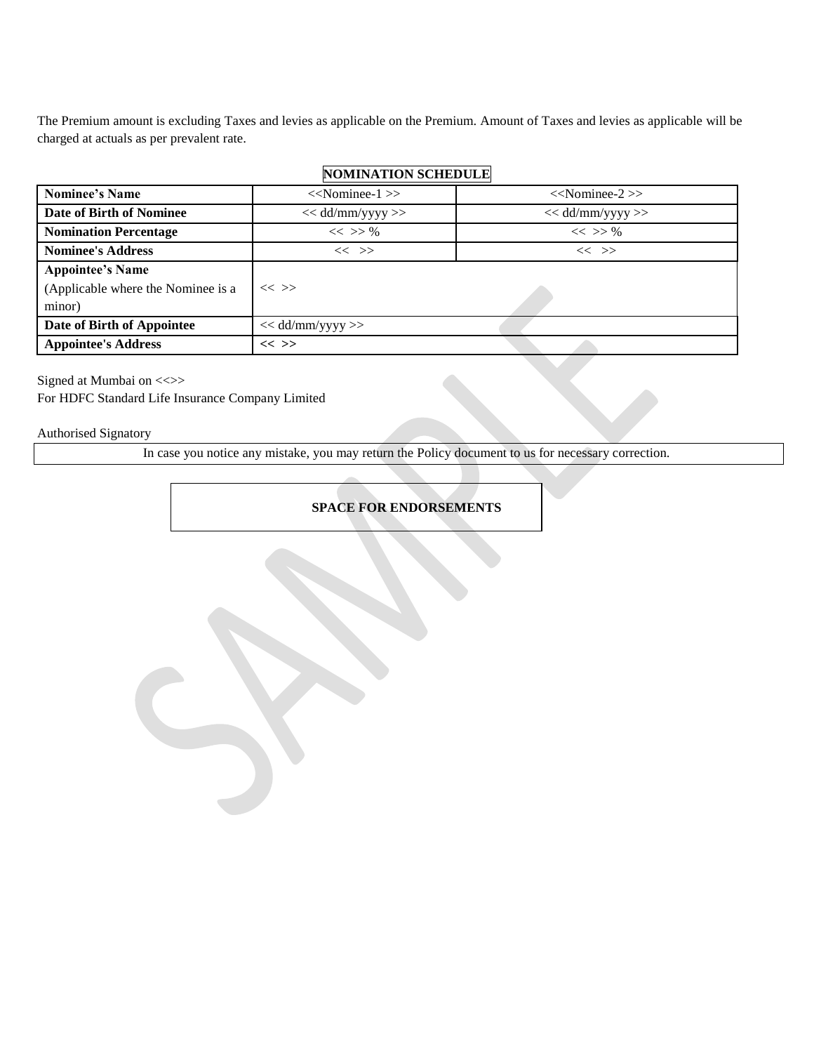The Premium amount is excluding Taxes and levies as applicable on the Premium. Amount of Taxes and levies as applicable will be charged at actuals as per prevalent rate.

**NOMINATION SCHEDULE**

| **Nominee's Name** | <<Nominee-1 >> | <<Nominee-2 >> |
|---|---|---|
| **Date of Birth of Nominee** | << dd/mm/yyyy >> | << dd/mm/yyyy >> |
| **Nomination Percentage** | << >> % | << >> % |
| **Nominee's Address** | << >> | << >> |
| **Appointee's Name** (Applicable where the Nominee is a minor) | << >> | |
| **Date of Birth of Appointee** | << dd/mm/yyyy >> | |
| **Appointee's Address** | **<< >>** | |

Signed at Mumbai on <<>>
For HDFC Standard Life Insurance Company Limited

Authorised Signatory

In case you notice any mistake, you may return the Policy document to us for necessary correction.

**SPACE FOR ENDORSEMENTS**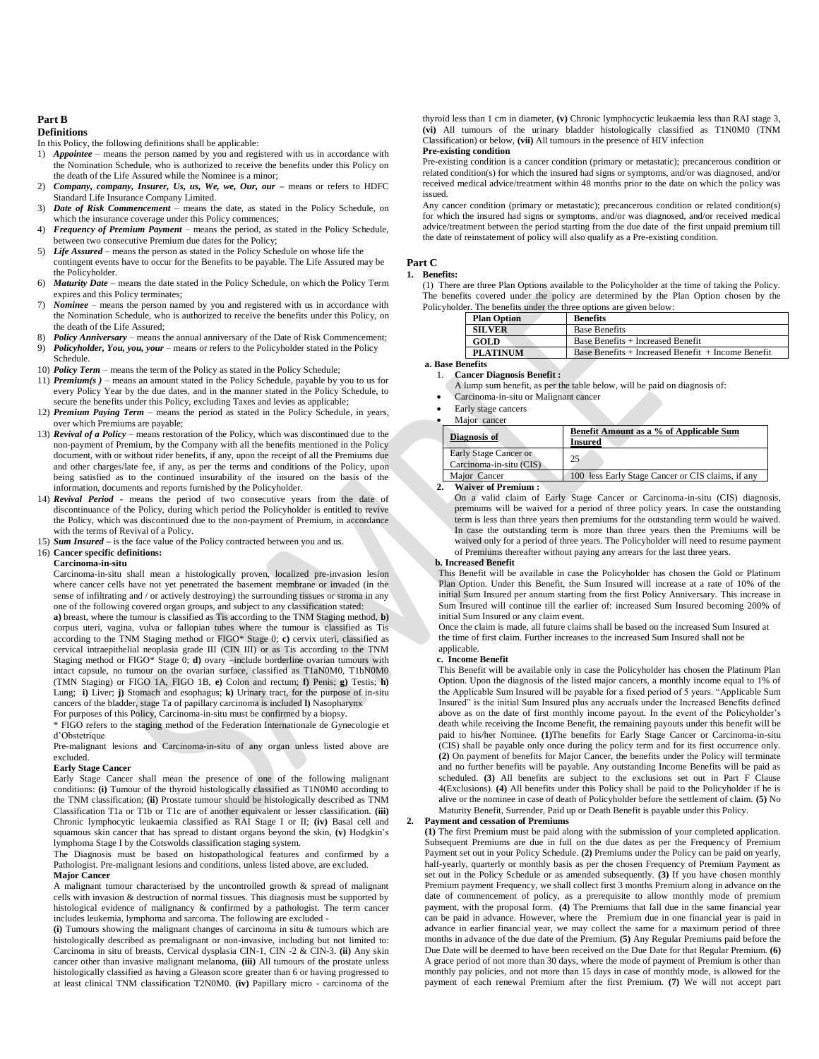## Part B

### Definitions

In this Policy, the following definitions shall be applicable:

1) ***Appointee*** – means the person named by you and registered with us in accordance with the Nomination Schedule, who is authorized to receive the benefits under this Policy on the death of the Life Assured while the Nominee is a minor;
2) ***Company, company, Insurer, Us, us, We, we, Our, our*** – means or refers to HDFC Standard Life Insurance Company Limited.
3) ***Date of Risk Commencement*** – means the date, as stated in the Policy Schedule, on which the insurance coverage under this Policy commences;
4) ***Frequency of Premium Payment*** – means the period, as stated in the Policy Schedule, between two consecutive Premium due dates for the Policy;
5) ***Life Assured*** – means the person as stated in the Policy Schedule on whose life the contingent events have to occur for the Benefits to be payable. The Life Assured may be the Policyholder.
6) ***Maturity Date*** – means the date stated in the Policy Schedule, on which the Policy Term expires and this Policy terminates;
7) ***Nominee*** – means the person named by you and registered with us in accordance with the Nomination Schedule, who is authorized to receive the benefits under this Policy, on the death of the Life Assured;
8) ***Policy Anniversary*** – means the annual anniversary of the Date of Risk Commencement;
9) ***Policyholder, You, you, your*** – means or refers to the Policyholder stated in the Policy Schedule.
10) ***Policy Term*** – means the term of the Policy as stated in the Policy Schedule;
11) ***Premium(s )*** – means an amount stated in the Policy Schedule, payable by you to us for every Policy Year by the due dates, and in the manner stated in the Policy Schedule, to secure the benefits under this Policy, excluding Taxes and levies as applicable;
12) ***Premium Paying Term*** – means the period as stated in the Policy Schedule, in years, over which Premiums are payable;
13) ***Revival of a Policy*** – means restoration of the Policy, which was discontinued due to the non-payment of Premium, by the Company with all the benefits mentioned in the Policy document, with or without rider benefits, if any, upon the receipt of all the Premiums due and other charges/late fee, if any, as per the terms and conditions of the Policy, upon being satisfied as to the continued insurability of the insured on the basis of the information, documents and reports furnished by the Policyholder.
14) ***Revival Period*** - means the period of two consecutive years from the date of discontinuance of the Policy, during which period the Policyholder is entitled to revive the Policy, which was discontinued due to the non-payment of Premium, in accordance with the terms of Revival of a Policy.
15) ***Sum Insured*** – is the face value of the Policy contracted between you and us.
16) **Cancer specific definitions:**

**Carcinoma-in-situ**

Carcinoma-in-situ shall mean a histologically proven, localized pre-invasion lesion where cancer cells have not yet penetrated the basement membrane or invaded (in the sense of infiltrating and / or actively destroying) the surrounding tissues or stroma in any one of the following covered organ groups, and subject to any classification stated:

**a)** breast, where the tumour is classified as Tis according to the TNM Staging method, **b)** corpus uteri, vagina, vulva or fallopian tubes where the tumour is classified as Tis according to the TNM Staging method or FIGO* Stage 0; **c)** cervix uteri, classified as cervical intraepithelial neoplasia grade III (CIN III) or as Tis according to the TNM Staging method or FIGO* Stage 0; **d)** ovary –include borderline ovarian tumours with intact capsule, no tumour on the ovarian surface, classified as T1aN0M0, T1bN0M0 (TMN Staging) or FIGO 1A, FIGO 1B, **e)** Colon and rectum; **f)** Penis; **g)** Testis; **h)** Lung; **i)** Liver; **j)** Stomach and esophagus; **k)** Urinary tract, for the purpose of in-situ cancers of the bladder, stage Ta of papillary carcinoma is included **l)** Nasopharynx

For purposes of this Policy, Carcinoma-in-situ must be confirmed by a biopsy.

* FIGO refers to the staging method of the Federation Internationale de Gynecologie et d'Obstetrique

Pre-malignant lesions and Carcinoma-in-situ of any organ unless listed above are excluded.

**Early Stage Cancer**

Early Stage Cancer shall mean the presence of one of the following malignant conditions: **(i)** Tumour of the thyroid histologically classified as T1N0M0 according to the TNM classification; **(ii)** Prostate tumour should be histologically described as TNM Classification T1a or T1b or T1c are of another equivalent or lesser classification. **(iii)** Chronic lymphocytic leukaemia classified as RAI Stage I or II; **(iv)** Basal cell and squamous skin cancer that has spread to distant organs beyond the skin, **(v)** Hodgkin's lymphoma Stage I by the Cotswolds classification staging system.

The Diagnosis must be based on histopathological features and confirmed by a Pathologist. Pre-malignant lesions and conditions, unless listed above, are excluded.

**Major Cancer**

A malignant tumour characterised by the uncontrolled growth & spread of malignant cells with invasion & destruction of normal tissues. This diagnosis must be supported by histological evidence of malignancy & confirmed by a pathologist. The term cancer includes leukemia, lymphoma and sarcoma. The following are excluded -

**(i)** Tumours showing the malignant changes of carcinoma in situ & tumours which are histologically described as premalignant or non-invasive, including but not limited to: Carcinoma in situ of breasts, Cervical dysplasia CIN-1, CIN -2 & CIN-3. **(ii)** Any skin cancer other than invasive malignant melanoma, **(iii)** All tumours of the prostate unless histologically classified as having a Gleason score greater than 6 or having progressed to at least clinical TNM classification T2N0M0. **(iv)** Papillary micro - carcinoma of the thyroid less than 1 cm in diameter, **(v)** Chronic lymphocyctic leukaemia less than RAI stage 3, **(vi)** All tumours of the urinary bladder histologically classified as T1N0M0 (TNM Classification) or below, **(vii)** All tumours in the presence of HIV infection

**Pre-existing condition**

Pre-existing condition is a cancer condition (primary or metastatic); precancerous condition or related condition(s) for which the insured had signs or symptoms, and/or was diagnosed, and/or received medical advice/treatment within 48 months prior to the date on which the policy was issued.

Any cancer condition (primary or metastatic); precancerous condition or related condition(s) for which the insured had signs or symptoms, and/or was diagnosed, and/or received medical advice/treatment between the period starting from the due date of the first unpaid premium till the date of reinstatement of policy will also qualify as a Pre-existing condition.

## Part C

1. **Benefits:**

(1) There are three Plan Options available to the Policyholder at the time of taking the Policy. The benefits covered under the policy are determined by the Plan Option chosen by the Policyholder. The benefits under the three options are given below:

| Plan Option | Benefits |
|---|---|
| SILVER | Base Benefits |
| GOLD | Base Benefits + Increased Benefit |
| PLATINUM | Base Benefits + Increased Benefit + Income Benefit |

**a. Base Benefits**

1. **Cancer Diagnosis Benefit :**

A lump sum benefit, as per the table below, will be paid on diagnosis of:

- Carcinoma-in-situ or Malignant cancer
- Early stage cancers
- Major cancer

| Diagnosis of | Benefit Amount as a % of Applicable Sum Insured |
|---|---|
| Early Stage Cancer or Carcinoma-in-situ (CIS) | 25 |
| Major Cancer | 100 less Early Stage Cancer or CIS claims, if any |

2. **Waiver of Premium :**

On a valid claim of Early Stage Cancer or Carcinoma-in-situ (CIS) diagnosis, premiums will be waived for a period of three policy years. In case the outstanding term is less than three years then premiums for the outstanding term would be waived. In case the outstanding term is more than three years then the Premiums will be waived only for a period of three years. The Policyholder will need to resume payment of Premiums thereafter without paying any arrears for the last three years.

**b. Increased Benefit**

This Benefit will be available in case the Policyholder has chosen the Gold or Platinum Plan Option. Under this Benefit, the Sum Insured will increase at a rate of 10% of the initial Sum Insured per annum starting from the first Policy Anniversary. This increase in Sum Insured will continue till the earlier of: increased Sum Insured becoming 200% of initial Sum Insured or any claim event.

Once the claim is made, all future claims shall be based on the increased Sum Insured at the time of first claim. Further increases to the increased Sum Insured shall not be applicable.

**c. Income Benefit**

This Benefit will be available only in case the Policyholder has chosen the Platinum Plan Option. Upon the diagnosis of the listed major cancers, a monthly income equal to 1% of the Applicable Sum Insured will be payable for a fixed period of 5 years. "Applicable Sum Insured" is the initial Sum Insured plus any accruals under the Increased Benefits defined above as on the date of first monthly income payout. In the event of the Policyholder's death while receiving the Income Benefit, the remaining payouts under this benefit will be paid to his/her Nominee. **(1)**The benefits for Early Stage Cancer or Carcinoma-in-situ (CIS) shall be payable only once during the policy term and for its first occurrence only. **(2)** On payment of benefits for Major Cancer, the benefits under the Policy will terminate and no further benefits will be payable. Any outstanding Income Benefits will be paid as scheduled. **(3)** All benefits are subject to the exclusions set out in Part F Clause 4(Exclusions). **(4)** All benefits under this Policy shall be paid to the Policyholder if he is alive or the nominee in case of death of Policyholder before the settlement of claim. **(5)** No Maturity Benefit, Surrender, Paid up or Death Benefit is payable under this Policy.

2. **Payment and cessation of Premiums**

**(1)** The first Premium must be paid along with the submission of your completed application. Subsequent Premiums are due in full on the due dates as per the Frequency of Premium Payment set out in your Policy Schedule. **(2)** Premiums under the Policy can be paid on yearly, half-yearly, quarterly or monthly basis as per the chosen Frequency of Premium Payment as set out in the Policy Schedule or as amended subsequently. **(3)** If you have chosen monthly Premium payment Frequency, we shall collect first 3 months Premium along in advance on the date of commencement of policy, as a prerequisite to allow monthly mode of premium payment, with the proposal form. **(4)** The Premiums that fall due in the same financial year can be paid in advance. However, where the Premium due in one financial year is paid in advance in earlier financial year, we may collect the same for a maximum period of three months in advance of the due date of the Premium. **(5)** Any Regular Premiums paid before the Due Date will be deemed to have been received on the Due Date for that Regular Premium. **(6)** A grace period of not more than 30 days, where the mode of payment of Premium is other than monthly pay policies, and not more than 15 days in case of monthly mode, is allowed for the payment of each renewal Premium after the first Premium. **(7)** We will not accept part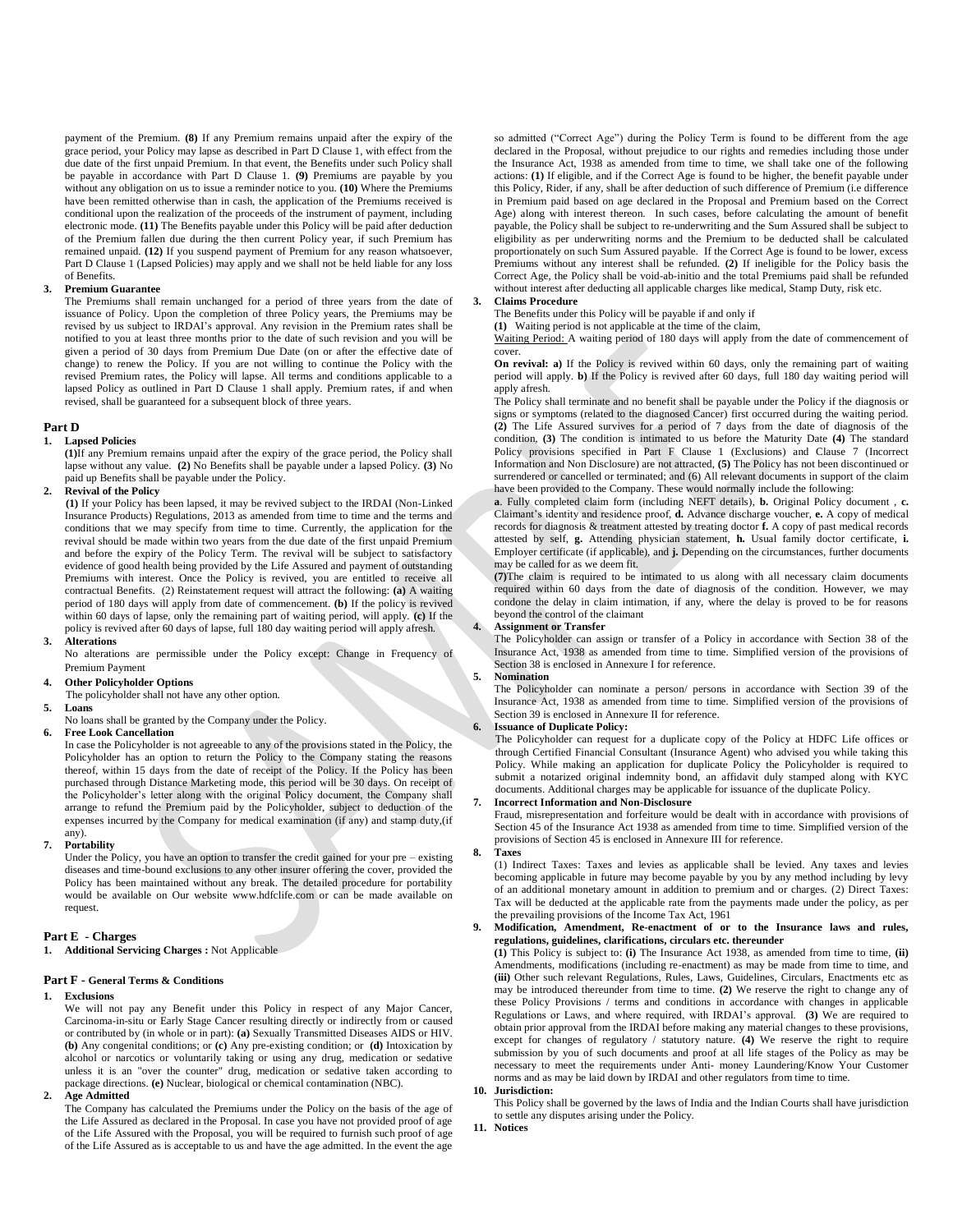payment of the Premium. **(8)** If any Premium remains unpaid after the expiry of the grace period, your Policy may lapse as described in Part D Clause 1, with effect from the due date of the first unpaid Premium. In that event, the Benefits under such Policy shall be payable in accordance with Part D Clause 1. **(9)** Premiums are payable by you without any obligation on us to issue a reminder notice to you. **(10)** Where the Premiums have been remitted otherwise than in cash, the application of the Premiums received is conditional upon the realization of the proceeds of the instrument of payment, including electronic mode. **(11)** The Benefits payable under this Policy will be paid after deduction of the Premium fallen due during the then current Policy year, if such Premium has remained unpaid. **(12)** If you suspend payment of Premium for any reason whatsoever, Part D Clause 1 (Lapsed Policies) may apply and we shall not be held liable for any loss of Benefits.

**3. Premium Guarantee**

The Premiums shall remain unchanged for a period of three years from the date of issuance of Policy. Upon the completion of three Policy years, the Premiums may be revised by us subject to IRDAI's approval. Any revision in the Premium rates shall be notified to you at least three months prior to the date of such revision and you will be given a period of 30 days from Premium Due Date (on or after the effective date of change) to renew the Policy. If you are not willing to continue the Policy with the revised Premium rates, the Policy will lapse. All terms and conditions applicable to a lapsed Policy as outlined in Part D Clause 1 shall apply. Premium rates, if and when revised, shall be guaranteed for a subsequent block of three years.

## Part D

**1. Lapsed Policies**

**(1)**If any Premium remains unpaid after the expiry of the grace period, the Policy shall lapse without any value. **(2)** No Benefits shall be payable under a lapsed Policy. **(3)** No paid up Benefits shall be payable under the Policy.

**2. Revival of the Policy**

**(1)** If your Policy has been lapsed, it may be revived subject to the IRDAI (Non-Linked Insurance Products) Regulations, 2013 as amended from time to time and the terms and conditions that we may specify from time to time. Currently, the application for the revival should be made within two years from the due date of the first unpaid Premium and before the expiry of the Policy Term. The revival will be subject to satisfactory evidence of good health being provided by the Life Assured and payment of outstanding Premiums with interest. Once the Policy is revived, you are entitled to receive all contractual Benefits. (2) Reinstatement request will attract the following: **(a)** A waiting period of 180 days will apply from date of commencement. **(b)** If the policy is revived within 60 days of lapse, only the remaining part of waiting period, will apply. **(c)** If the policy is revived after 60 days of lapse, full 180 day waiting period will apply afresh.

**3. Alterations**

No alterations are permissible under the Policy except: Change in Frequency of Premium Payment

**4. Other Policyholder Options**

The policyholder shall not have any other option.

**5. Loans**

No loans shall be granted by the Company under the Policy.

**6. Free Look Cancellation**

In case the Policyholder is not agreeable to any of the provisions stated in the Policy, the Policyholder has an option to return the Policy to the Company stating the reasons thereof, within 15 days from the date of receipt of the Policy. If the Policy has been purchased through Distance Marketing mode, this period will be 30 days. On receipt of the Policyholder's letter along with the original Policy document, the Company shall arrange to refund the Premium paid by the Policyholder, subject to deduction of the expenses incurred by the Company for medical examination (if any) and stamp duty,(if any).

**7. Portability**

Under the Policy, you have an option to transfer the credit gained for your pre – existing diseases and time-bound exclusions to any other insurer offering the cover, provided the Policy has been maintained without any break. The detailed procedure for portability would be available on Our website www.hdfclife.com or can be made available on request.

## Part E - Charges

**1. Additional Servicing Charges :** Not Applicable

## Part F - General Terms & Conditions

**1. Exclusions**

We will not pay any Benefit under this Policy in respect of any Major Cancer, Carcinoma-in-situ or Early Stage Cancer resulting directly or indirectly from or caused or contributed by (in whole or in part): **(a)** Sexually Transmitted Diseases AIDS or HIV. **(b)** Any congenital conditions; or **(c)** Any pre-existing condition; or **(d)** Intoxication by alcohol or narcotics or voluntarily taking or using any drug, medication or sedative unless it is an "over the counter" drug, medication or sedative taken according to package directions. **(e)** Nuclear, biological or chemical contamination (NBC).

**2. Age Admitted**

The Company has calculated the Premiums under the Policy on the basis of the age of the Life Assured as declared in the Proposal. In case you have not provided proof of age of the Life Assured with the Proposal, you will be required to furnish such proof of age of the Life Assured as is acceptable to us and have the age admitted. In the event the age so admitted ("Correct Age") during the Policy Term is found to be different from the age declared in the Proposal, without prejudice to our rights and remedies including those under the Insurance Act, 1938 as amended from time to time, we shall take one of the following actions: **(1)** If eligible, and if the Correct Age is found to be higher, the benefit payable under this Policy, Rider, if any, shall be after deduction of such difference of Premium (i.e difference in Premium paid based on age declared in the Proposal and Premium based on the Correct Age) along with interest thereon. In such cases, before calculating the amount of benefit payable, the Policy shall be subject to re-underwriting and the Sum Assured shall be subject to eligibility as per underwriting norms and the Premium to be deducted shall be calculated proportionately on such Sum Assured payable. If the Correct Age is found to be lower, excess Premiums without any interest shall be refunded. **(2)** If ineligible for the Policy basis the Correct Age, the Policy shall be void-ab-initio and the total Premiums paid shall be refunded without interest after deducting all applicable charges like medical, Stamp Duty, risk etc.

**3. Claims Procedure**

The Benefits under this Policy will be payable if and only if

**(1)** Waiting period is not applicable at the time of the claim,

Waiting Period: A waiting period of 180 days will apply from the date of commencement of cover.

**On revival: a)** If the Policy is revived within 60 days, only the remaining part of waiting period will apply. **b)** If the Policy is revived after 60 days, full 180 day waiting period will apply afresh.

The Policy shall terminate and no benefit shall be payable under the Policy if the diagnosis or signs or symptoms (related to the diagnosed Cancer) first occurred during the waiting period. **(2)** The Life Assured survives for a period of 7 days from the date of diagnosis of the condition, **(3)** The condition is intimated to us before the Maturity Date **(4)** The standard Policy provisions specified in Part F Clause 1 (Exclusions) and Clause 7 (Incorrect Information and Non Disclosure) are not attracted, **(5)** The Policy has not been discontinued or surrendered or cancelled or terminated; and (6) All relevant documents in support of the claim have been provided to the Company. These would normally include the following:

**a**. Fully completed claim form (including NEFT details), **b.** Original Policy document , **c.** Claimant's identity and residence proof, **d.** Advance discharge voucher, **e.** A copy of medical records for diagnosis & treatment attested by treating doctor **f.** A copy of past medical records attested by self, **g.** Attending physician statement, **h.** Usual family doctor certificate, **i.** Employer certificate (if applicable), and **j.** Depending on the circumstances, further documents may be called for as we deem fit.

**(7)**The claim is required to be intimated to us along with all necessary claim documents required within 60 days from the date of diagnosis of the condition. However, we may condone the delay in claim intimation, if any, where the delay is proved to be for reasons beyond the control of the claimant

**4. Assignment or Transfer**

The Policyholder can assign or transfer of a Policy in accordance with Section 38 of the Insurance Act, 1938 as amended from time to time. Simplified version of the provisions of Section 38 is enclosed in Annexure I for reference.

**5. Nomination**

The Policyholder can nominate a person/ persons in accordance with Section 39 of the Insurance Act, 1938 as amended from time to time. Simplified version of the provisions of Section 39 is enclosed in Annexure II for reference.

**6. Issuance of Duplicate Policy:**

The Policyholder can request for a duplicate copy of the Policy at HDFC Life offices or through Certified Financial Consultant (Insurance Agent) who advised you while taking this Policy. While making an application for duplicate Policy the Policyholder is required to submit a notarized original indemnity bond, an affidavit duly stamped along with KYC documents. Additional charges may be applicable for issuance of the duplicate Policy.

**7. Incorrect Information and Non-Disclosure**

Fraud, misrepresentation and forfeiture would be dealt with in accordance with provisions of Section 45 of the Insurance Act 1938 as amended from time to time. Simplified version of the provisions of Section 45 is enclosed in Annexure III for reference.

**8. Taxes**

(1) Indirect Taxes: Taxes and levies as applicable shall be levied. Any taxes and levies becoming applicable in future may become payable by you by any method including by levy of an additional monetary amount in addition to premium and or charges. (2) Direct Taxes: Tax will be deducted at the applicable rate from the payments made under the policy, as per the prevailing provisions of the Income Tax Act, 1961

**9. Modification, Amendment, Re-enactment of or to the Insurance laws and rules, regulations, guidelines, clarifications, circulars etc. thereunder**

**(1)** This Policy is subject to: **(i)** The Insurance Act 1938, as amended from time to time, **(ii)** Amendments, modifications (including re-enactment) as may be made from time to time, and **(iii)** Other such relevant Regulations, Rules, Laws, Guidelines, Circulars, Enactments etc as may be introduced thereunder from time to time. **(2)** We reserve the right to change any of these Policy Provisions / terms and conditions in accordance with changes in applicable Regulations or Laws, and where required, with IRDAI's approval. **(3)** We are required to obtain prior approval from the IRDAI before making any material changes to these provisions, except for changes of regulatory / statutory nature. **(4)** We reserve the right to require submission by you of such documents and proof at all life stages of the Policy as may be necessary to meet the requirements under Anti- money Laundering/Know Your Customer norms and as may be laid down by IRDAI and other regulators from time to time.

**10. Jurisdiction:**

This Policy shall be governed by the laws of India and the Indian Courts shall have jurisdiction to settle any disputes arising under the Policy.

**11. Notices**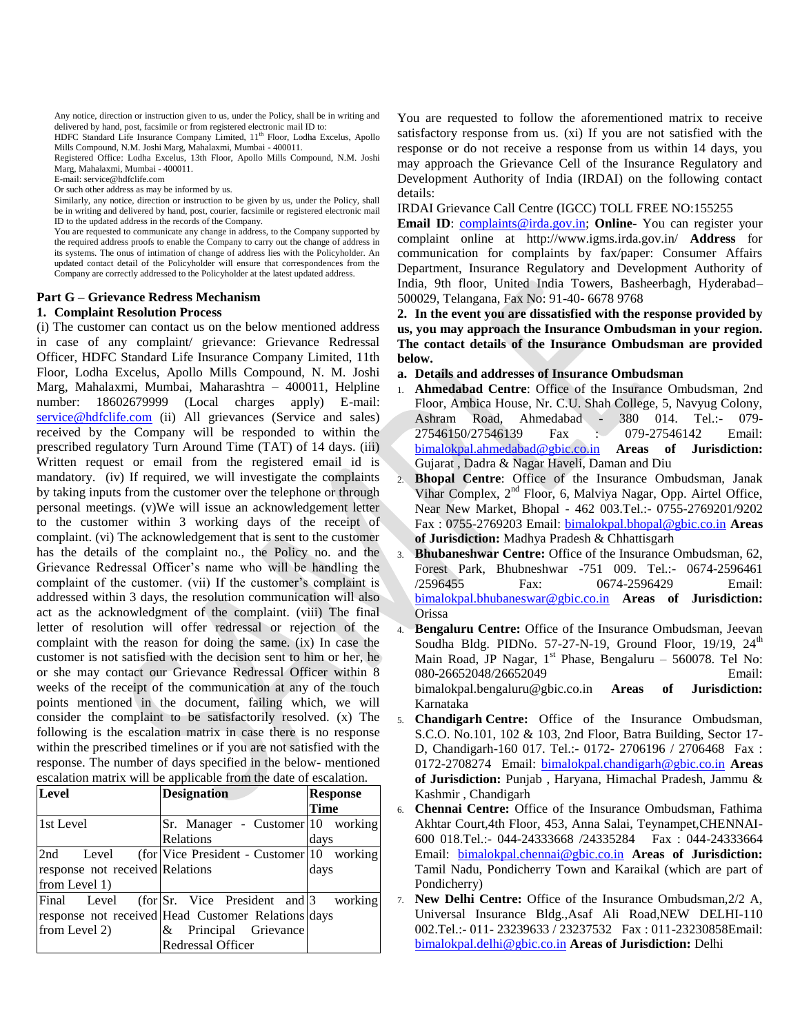Any notice, direction or instruction given to us, under the Policy, shall be in writing and delivered by hand, post, facsimile or from registered electronic mail ID to:
HDFC Standard Life Insurance Company Limited, 11th Floor, Lodha Excelus, Apollo Mills Compound, N.M. Joshi Marg, Mahalaxmi, Mumbai - 400011.
Registered Office: Lodha Excelus, 13th Floor, Apollo Mills Compound, N.M. Joshi Marg, Mahalaxmi, Mumbai - 400011.
E-mail: service@hdfclife.com
Or such other address as may be informed by us.
Similarly, any notice, direction or instruction to be given by us, under the Policy, shall be in writing and delivered by hand, post, courier, facsimile or registered electronic mail ID to the updated address in the records of the Company.
You are requested to communicate any change in address, to the Company supported by the required address proofs to enable the Company to carry out the change of address in its systems. The onus of intimation of change of address lies with the Policyholder. An updated contact detail of the Policyholder will ensure that correspondences from the Company are correctly addressed to the Policyholder at the latest updated address.

## Part G – Grievance Redress Mechanism

### 1. Complaint Resolution Process

(i) The customer can contact us on the below mentioned address in case of any complaint/ grievance: Grievance Redressal Officer, HDFC Standard Life Insurance Company Limited, 11th Floor, Lodha Excelus, Apollo Mills Compound, N. M. Joshi Marg, Mahalaxmi, Mumbai, Maharashtra – 400011, Helpline number: 18602679999 (Local charges apply) E-mail: service@hdfclife.com (ii) All grievances (Service and sales) received by the Company will be responded to within the prescribed regulatory Turn Around Time (TAT) of 14 days. (iii) Written request or email from the registered email id is mandatory. (iv) If required, we will investigate the complaints by taking inputs from the customer over the telephone or through personal meetings. (v)We will issue an acknowledgement letter to the customer within 3 working days of the receipt of complaint. (vi) The acknowledgement that is sent to the customer has the details of the complaint no., the Policy no. and the Grievance Redressal Officer's name who will be handling the complaint of the customer. (vii) If the customer's complaint is addressed within 3 days, the resolution communication will also act as the acknowledgment of the complaint. (viii) The final letter of resolution will offer redressal or rejection of the complaint with the reason for doing the same. (ix) In case the customer is not satisfied with the decision sent to him or her, he or she may contact our Grievance Redressal Officer within 8 weeks of the receipt of the communication at any of the touch points mentioned in the document, failing which, we will consider the complaint to be satisfactorily resolved. (x) The following is the escalation matrix in case there is no response within the prescribed timelines or if you are not satisfied with the response. The number of days specified in the below- mentioned escalation matrix will be applicable from the date of escalation.

| Level | Designation | Response Time |
|---|---|---|
| 1st Level | Sr. Manager - Customer Relations | 10 working days |
| 2nd Level (for response not received from Level 1) | Vice President - Customer Relations | 10 working days |
| Final Level (for response not received from Level 2) | Sr. Vice President and Head Customer Relations & Principal Grievance Redressal Officer | 3 working days |

You are requested to follow the aforementioned matrix to receive satisfactory response from us. (xi) If you are not satisfied with the response or do not receive a response from us within 14 days, you may approach the Grievance Cell of the Insurance Regulatory and Development Authority of India (IRDAI) on the following contact details:

IRDAI Grievance Call Centre (IGCC) TOLL FREE NO:155255

**Email ID**: complaints@irda.gov.in; **Online**- You can register your complaint online at http://www.igms.irda.gov.in/ **Address** for communication for complaints by fax/paper: Consumer Affairs Department, Insurance Regulatory and Development Authority of India, 9th floor, United India Towers, Basheerbagh, Hyderabad–500029, Telangana, Fax No: 91-40- 6678 9768

**2. In the event you are dissatisfied with the response provided by us, you may approach the Insurance Ombudsman in your region. The contact details of the Insurance Ombudsman are provided below.**

**a. Details and addresses of Insurance Ombudsman**

1. **Ahmedabad Centre**: Office of the Insurance Ombudsman, 2nd Floor, Ambica House, Nr. C.U. Shah College, 5, Navyug Colony, Ashram Road, Ahmedabad - 380 014. Tel.:- 079-27546150/27546139 Fax : 079-27546142 Email: bimalokpal.ahmedabad@gbic.co.in **Areas of Jurisdiction:** Gujarat , Dadra & Nagar Haveli, Daman and Diu
2. **Bhopal Centre**: Office of the Insurance Ombudsman, Janak Vihar Complex, 2nd Floor, 6, Malviya Nagar, Opp. Airtel Office, Near New Market, Bhopal - 462 003.Tel.:- 0755-2769201/9202 Fax : 0755-2769203 Email: bimalokpal.bhopal@gbic.co.in **Areas of Jurisdiction:** Madhya Pradesh & Chhattisgarh
3. **Bhubaneshwar Centre:** Office of the Insurance Ombudsman, 62, Forest Park, Bhubneshwar -751 009. Tel.:- 0674-2596461 /2596455 Fax: 0674-2596429 Email: bimalokpal.bhubaneswar@gbic.co.in **Areas of Jurisdiction:** Orissa
4. **Bengaluru Centre:** Office of the Insurance Ombudsman, Jeevan Soudha Bldg. PIDNo. 57-27-N-19, Ground Floor, 19/19, 24th Main Road, JP Nagar, 1st Phase, Bengaluru – 560078. Tel No: 080-26652048/26652049 Email: bimalokpal.bengaluru@gbic.co.in **Areas of Jurisdiction:** Karnataka
5. **Chandigarh Centre:** Office of the Insurance Ombudsman, S.C.O. No.101, 102 & 103, 2nd Floor, Batra Building, Sector 17-D, Chandigarh-160 017. Tel.:- 0172- 2706196 / 2706468 Fax : 0172-2708274 Email: bimalokpal.chandigarh@gbic.co.in **Areas of Jurisdiction:** Punjab , Haryana, Himachal Pradesh, Jammu & Kashmir , Chandigarh
6. **Chennai Centre:** Office of the Insurance Ombudsman, Fathima Akhtar Court,4th Floor, 453, Anna Salai, Teynampet,CHENNAI-600 018.Tel.:- 044-24333668 /24335284 Fax : 044-24333664 Email: bimalokpal.chennai@gbic.co.in **Areas of Jurisdiction:** Tamil Nadu, Pondicherry Town and Karaikal (which are part of Pondicherry)
7. **New Delhi Centre:** Office of the Insurance Ombudsman,2/2 A, Universal Insurance Bldg.,Asaf Ali Road,NEW DELHI-110 002.Tel.:- 011- 23239633 / 23237532 Fax : 011-23230858Email: bimalokpal.delhi@gbic.co.in **Areas of Jurisdiction:** Delhi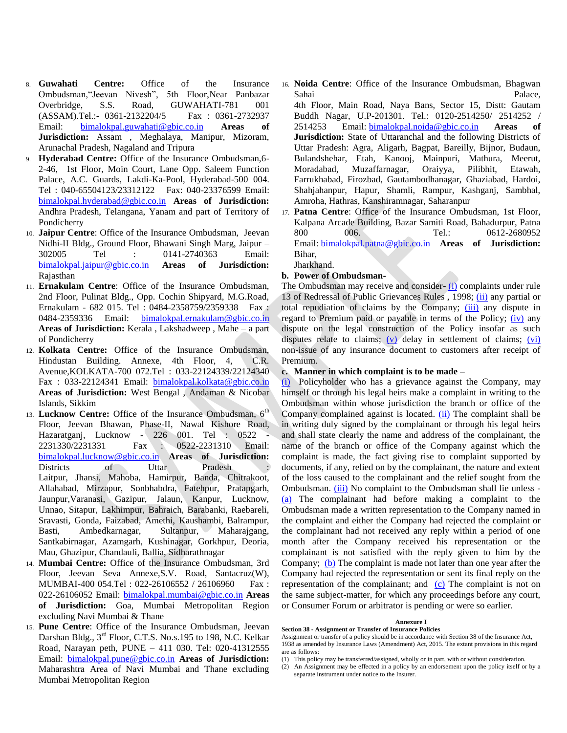8. **Guwahati Centre:** Office of the Insurance Ombudsman,"Jeevan Nivesh", 5th Floor,Near Panbazar Overbridge, S.S. Road, GUWAHATI-781 001 (ASSAM).Tel.:- 0361-2132204/5 Fax : 0361-2732937 Email: bimalokpal.guwahati@gbic.co.in **Areas of Jurisdiction:** Assam , Meghalaya, Manipur, Mizoram, Arunachal Pradesh, Nagaland and Tripura
9. **Hyderabad Centre:** Office of the Insurance Ombudsman,6-2-46, 1st Floor, Moin Court, Lane Opp. Saleem Function Palace, A.C. Guards, Lakdi-Ka-Pool, Hyderabad-500 004. Tel : 040-65504123/23312122 Fax: 040-23376599 Email: bimalokpal.hyderabad@gbic.co.in **Areas of Jurisdiction:** Andhra Pradesh, Telangana, Yanam and part of Territory of Pondicherry
10. **Jaipur Centre**: Office of the Insurance Ombudsman, Jeevan Nidhi-II Bldg., Ground Floor, Bhawani Singh Marg, Jaipur – 302005 Tel : 0141-2740363 Email: bimalokpal.jaipur@gbic.co.in **Areas of Jurisdiction:** Rajasthan
11. **Ernakulam Centre**: Office of the Insurance Ombudsman, 2nd Floor, Pulinat Bldg., Opp. Cochin Shipyard, M.G.Road, Ernakulam - 682 015. Tel : 0484-2358759/2359338 Fax : 0484-2359336 Email: bimalokpal.ernakulam@gbic.co.in **Areas of Jurisdiction:** Kerala , Lakshadweep , Mahe – a part of Pondicherry
12. **Kolkata Centre:** Office of the Insurance Ombudsman, Hindustan Building. Annexe, 4th Floor, 4, C.R. Avenue,KOLKATA-700 072.Tel : 033-22124339/22124340 Fax : 033-22124341 Email: bimalokpal.kolkata@gbic.co.in **Areas of Jurisdiction:** West Bengal , Andaman & Nicobar Islands, Sikkim
13. **Lucknow Centre:** Office of the Insurance Ombudsman, 6th Floor, Jeevan Bhawan, Phase-II, Nawal Kishore Road, Hazaratganj, Lucknow - 226 001. Tel : 0522 - 2231330/2231331 Fax : 0522-2231310 Email: bimalokpal.lucknow@gbic.co.in **Areas of Jurisdiction:** Districts of Uttar Pradesh : Laitpur, Jhansi, Mahoba, Hamirpur, Banda, Chitrakoot, Allahabad, Mirzapur, Sonbhabdra, Fatehpur, Pratapgarh, Jaunpur,Varanasi, Gazipur, Jalaun, Kanpur, Lucknow, Unnao, Sitapur, Lakhimpur, Bahraich, Barabanki, Raebareli, Sravasti, Gonda, Faizabad, Amethi, Kaushambi, Balrampur, Basti, Ambedkarnagar, Sultanpur, Maharajgang, Santkabirnagar, Azamgarh, Kushinagar, Gorkhpur, Deoria, Mau, Ghazipur, Chandauli, Ballia, Sidharathnagar
14. **Mumbai Centre:** Office of the Insurance Ombudsman, 3rd Floor, Jeevan Seva Annexe,S.V. Road, Santacruz(W), MUMBAI-400 054.Tel : 022-26106552 / 26106960 Fax : 022-26106052 Email: bimalokpal.mumbai@gbic.co.in **Areas of Jurisdiction:** Goa, Mumbai Metropolitan Region excluding Navi Mumbai & Thane
15. **Pune Centre**: Office of the Insurance Ombudsman, Jeevan Darshan Bldg., 3rd Floor, C.T.S. No.s.195 to 198, N.C. Kelkar Road, Narayan peth, PUNE – 411 030. Tel: 020-41312555 Email: bimalokpal.pune@gbic.co.in **Areas of Jurisdiction:** Maharashtra Area of Navi Mumbai and Thane excluding Mumbai Metropolitan Region
16. **Noida Centre**: Office of the Insurance Ombudsman, Bhagwan Sahai Palace, 4th Floor, Main Road, Naya Bans, Sector 15, Distt: Gautam Buddh Nagar, U.P-201301. Tel.: 0120-2514250/ 2514252 / 2514253 Email: bimalokpal.noida@gbic.co.in **Areas of Jurisdiction:** State of Uttaranchal and the following Districts of Uttar Pradesh: Agra, Aligarh, Bagpat, Bareilly, Bijnor, Budaun, Bulandshehar, Etah, Kanooj, Mainpuri, Mathura, Meerut, Moradabad, Muzaffarnagar, Oraiyya, Pilibhit, Etawah, Farrukhabad, Firozbad, Gautambodhanagar, Ghaziabad, Hardoi, Shahjahanpur, Hapur, Shamli, Rampur, Kashganj, Sambhal, Amroha, Hathras, Kanshiramnagar, Saharanpur
17. **Patna Centre**: Office of the Insurance Ombudsman, 1st Floor, Kalpana Arcade Building, Bazar Samiti Road, Bahadurpur, Patna 800 006. Tel.: 0612-2680952 Email: bimalokpal.patna@gbic.co.in **Areas of Jurisdiction:** Bihar, Jharkhand.

**b. Power of Ombudsman-**

The Ombudsman may receive and consider- (i) complaints under rule 13 of Redressal of Public Grievances Rules , 1998; (ii) any partial or total repudiation of claims by the Company; (iii) any dispute in regard to Premium paid or payable in terms of the Policy; (iv) any dispute on the legal construction of the Policy insofar as such disputes relate to claims; (v) delay in settlement of claims; (vi) non-issue of any insurance document to customers after receipt of Premium.

**c. Manner in which complaint is to be made –**

(i) Policyholder who has a grievance against the Company, may himself or through his legal heirs make a complaint in writing to the Ombudsman within whose jurisdiction the branch or office of the Company complained against is located. (ii) The complaint shall be in writing duly signed by the complainant or through his legal heirs and shall state clearly the name and address of the complainant, the name of the branch or office of the Company against which the complaint is made, the fact giving rise to complaint supported by documents, if any, relied on by the complainant, the nature and extent of the loss caused to the complainant and the relief sought from the Ombudsman. (iii) No complaint to the Ombudsman shall lie unless - (a) The complainant had before making a complaint to the Ombudsman made a written representation to the Company named in the complaint and either the Company had rejected the complaint or the complainant had not received any reply within a period of one month after the Company received his representation or the complainant is not satisfied with the reply given to him by the Company; (b) The complaint is made not later than one year after the Company had rejected the representation or sent its final reply on the representation of the complainant; and (c) The complaint is not on the same subject-matter, for which any proceedings before any court, or Consumer Forum or arbitrator is pending or were so earlier.

**Annexure I**

**Section 38 - Assignment or Transfer of Insurance Policies**

Assignment or transfer of a policy should be in accordance with Section 38 of the Insurance Act, 1938 as amended by Insurance Laws (Amendment) Act, 2015. The extant provisions in this regard are as follows:

(1) This policy may be transferred/assigned, wholly or in part, with or without consideration.
(2) An Assignment may be effected in a policy by an endorsement upon the policy itself or by a separate instrument under notice to the Insurer.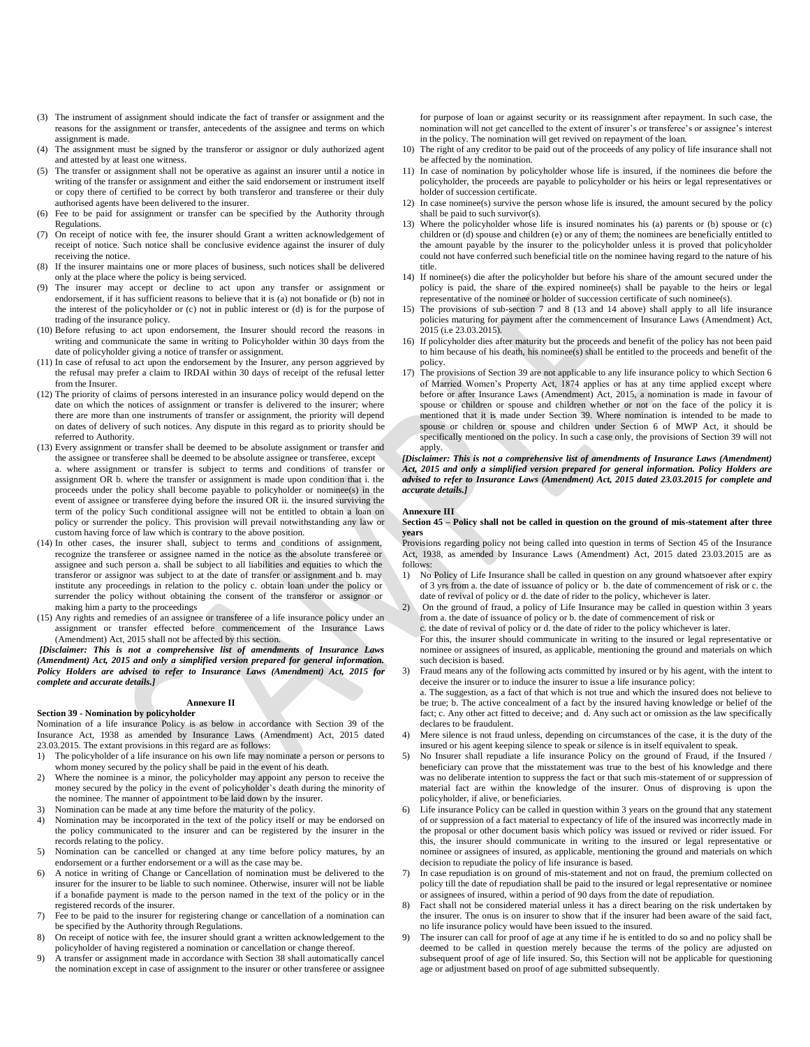(3) The instrument of assignment should indicate the fact of transfer or assignment and the reasons for the assignment or transfer, antecedents of the assignee and terms on which assignment is made.
(4) The assignment must be signed by the transferor or assignor or duly authorized agent and attested by at least one witness.
(5) The transfer or assignment shall not be operative as against an insurer until a notice in writing of the transfer or assignment and either the said endorsement or instrument itself or copy there of certified to be correct by both transferor and transferee or their duly authorised agents have been delivered to the insurer.
(6) Fee to be paid for assignment or transfer can be specified by the Authority through Regulations.
(7) On receipt of notice with fee, the insurer should Grant a written acknowledgement of receipt of notice. Such notice shall be conclusive evidence against the insurer of duly receiving the notice.
(8) If the insurer maintains one or more places of business, such notices shall be delivered only at the place where the policy is being serviced.
(9) The insurer may accept or decline to act upon any transfer or assignment or endorsement, if it has sufficient reasons to believe that it is (a) not bonafide or (b) not in the interest of the policyholder or (c) not in public interest or (d) is for the purpose of trading of the insurance policy.
(10) Before refusing to act upon endorsement, the Insurer should record the reasons in writing and communicate the same in writing to Policyholder within 30 days from the date of policyholder giving a notice of transfer or assignment.
(11) In case of refusal to act upon the endorsement by the Insurer, any person aggrieved by the refusal may prefer a claim to IRDAI within 30 days of receipt of the refusal letter from the Insurer.
(12) The priority of claims of persons interested in an insurance policy would depend on the date on which the notices of assignment or transfer is delivered to the insurer; where there are more than one instruments of transfer or assignment, the priority will depend on dates of delivery of such notices. Any dispute in this regard as to priority should be referred to Authority.
(13) Every assignment or transfer shall be deemed to be absolute assignment or transfer and the assignee or transferee shall be deemed to be absolute assignee or transferee, except
a. where assignment or transfer is subject to terms and conditions of transfer or assignment OR b. where the transfer or assignment is made upon condition that i. the proceeds under the policy shall become payable to policyholder or nominee(s) in the event of assignee or transferee dying before the insured OR ii. the insured surviving the term of the policy Such conditional assignee will not be entitled to obtain a loan on policy or surrender the policy. This provision will prevail notwithstanding any law or custom having force of law which is contrary to the above position.
(14) In other cases, the insurer shall, subject to terms and conditions of assignment, recognize the transferee or assignee named in the notice as the absolute transferee or assignee and such person a. shall be subject to all liabilities and equities to which the transferor or assignor was subject to at the date of transfer or assignment and b. may institute any proceedings in relation to the policy c. obtain loan under the policy or surrender the policy without obtaining the consent of the transferor or assignor or making him a party to the proceedings
(15) Any rights and remedies of an assignee or transferee of a life insurance policy under an assignment or transfer effected before commencement of the Insurance Laws (Amendment) Act, 2015 shall not be affected by this section.

***[Disclaimer: This is not a comprehensive list of amendments of Insurance Laws (Amendment) Act, 2015 and only a simplified version prepared for general information. Policy Holders are advised to refer to Insurance Laws (Amendment) Act, 2015 for complete and accurate details.]***

## Annexure II

**Section 39 - Nomination by policyholder**

Nomination of a life insurance Policy is as below in accordance with Section 39 of the Insurance Act, 1938 as amended by Insurance Laws (Amendment) Act, 2015 dated 23.03.2015. The extant provisions in this regard are as follows:

1) The policyholder of a life insurance on his own life may nominate a person or persons to whom money secured by the policy shall be paid in the event of his death.
2) Where the nominee is a minor, the policyholder may appoint any person to receive the money secured by the policy in the event of policyholder's death during the minority of the nominee. The manner of appointment to be laid down by the insurer.
3) Nomination can be made at any time before the maturity of the policy.
4) Nomination may be incorporated in the text of the policy itself or may be endorsed on the policy communicated to the insurer and can be registered by the insurer in the records relating to the policy.
5) Nomination can be cancelled or changed at any time before policy matures, by an endorsement or a further endorsement or a will as the case may be.
6) A notice in writing of Change or Cancellation of nomination must be delivered to the insurer for the insurer to be liable to such nominee. Otherwise, insurer will not be liable if a bonafide payment is made to the person named in the text of the policy or in the registered records of the insurer.
7) Fee to be paid to the insurer for registering change or cancellation of a nomination can be specified by the Authority through Regulations.
8) On receipt of notice with fee, the insurer should grant a written acknowledgement to the policyholder of having registered a nomination or cancellation or change thereof.
9) A transfer or assignment made in accordance with Section 38 shall automatically cancel the nomination except in case of assignment to the insurer or other transferee or assignee for purpose of loan or against security or its reassignment after repayment. In such case, the nomination will not get cancelled to the extent of insurer's or transferee's or assignee's interest in the policy. The nomination will get revived on repayment of the loan.
10) The right of any creditor to be paid out of the proceeds of any policy of life insurance shall not be affected by the nomination.
11) In case of nomination by policyholder whose life is insured, if the nominees die before the policyholder, the proceeds are payable to policyholder or his heirs or legal representatives or holder of succession certificate.
12) In case nominee(s) survive the person whose life is insured, the amount secured by the policy shall be paid to such survivor(s).
13) Where the policyholder whose life is insured nominates his (a) parents or (b) spouse or (c) children or (d) spouse and children (e) or any of them; the nominees are beneficially entitled to the amount payable by the insurer to the policyholder unless it is proved that policyholder could not have conferred such beneficial title on the nominee having regard to the nature of his title.
14) If nominee(s) die after the policyholder but before his share of the amount secured under the policy is paid, the share of the expired nominee(s) shall be payable to the heirs or legal representative of the nominee or holder of succession certificate of such nominee(s).
15) The provisions of sub-section 7 and 8 (13 and 14 above) shall apply to all life insurance policies maturing for payment after the commencement of Insurance Laws (Amendment) Act, 2015 (i.e 23.03.2015).
16) If policyholder dies after maturity but the proceeds and benefit of the policy has not been paid to him because of his death, his nominee(s) shall be entitled to the proceeds and benefit of the policy.
17) The provisions of Section 39 are not applicable to any life insurance policy to which Section 6 of Married Women's Property Act, 1874 applies or has at any time applied except where before or after Insurance Laws (Amendment) Act, 2015, a nomination is made in favour of spouse or children or spouse and children whether or not on the face of the policy it is mentioned that it is made under Section 39. Where nomination is intended to be made to spouse or children or spouse and children under Section 6 of MWP Act, it should be specifically mentioned on the policy. In such a case only, the provisions of Section 39 will not apply.

***[Disclaimer: This is not a comprehensive list of amendments of Insurance Laws (Amendment) Act, 2015 and only a simplified version prepared for general information. Policy Holders are advised to refer to Insurance Laws (Amendment) Act, 2015 dated 23.03.2015 for complete and accurate details.]***

## Annexure III

**Section 45 – Policy shall not be called in question on the ground of mis-statement after three years**

Provisions regarding policy not being called into question in terms of Section 45 of the Insurance Act, 1938, as amended by Insurance Laws (Amendment) Act, 2015 dated 23.03.2015 are as follows:

1) No Policy of Life Insurance shall be called in question on any ground whatsoever after expiry of 3 yrs from a. the date of issuance of policy or b. the date of commencement of risk or c. the date of revival of policy or d. the date of rider to the policy, whichever is later.
2) On the ground of fraud, a policy of Life Insurance may be called in question within 3 years from a. the date of issuance of policy or b. the date of commencement of risk or
c. the date of revival of policy or d. the date of rider to the policy whichever is later.
For this, the insurer should communicate in writing to the insured or legal representative or nominee or assignees of insured, as applicable, mentioning the ground and materials on which such decision is based.
3) Fraud means any of the following acts committed by insured or by his agent, with the intent to deceive the insurer or to induce the insurer to issue a life insurance policy:
a. The suggestion, as a fact of that which is not true and which the insured does not believe to be true; b. The active concealment of a fact by the insured having knowledge or belief of the fact; c. Any other act fitted to deceive; and d. Any such act or omission as the law specifically declares to be fraudulent.
4) Mere silence is not fraud unless, depending on circumstances of the case, it is the duty of the insured or his agent keeping silence to speak or silence is in itself equivalent to speak.
5) No Insurer shall repudiate a life insurance Policy on the ground of Fraud, if the Insured / beneficiary can prove that the misstatement was true to the best of his knowledge and there was no deliberate intention to suppress the fact or that such mis-statement of or suppression of material fact are within the knowledge of the insurer. Onus of disproving is upon the policyholder, if alive, or beneficiaries.
6) Life insurance Policy can be called in question within 3 years on the ground that any statement of or suppression of a fact material to expectancy of life of the insured was incorrectly made in the proposal or other document basis which policy was issued or revived or rider issued. For this, the insurer should communicate in writing to the insured or legal representative or nominee or assignees of insured, as applicable, mentioning the ground and materials on which decision to repudiate the policy of life insurance is based.
7) In case repudiation is on ground of mis-statement and not on fraud, the premium collected on policy till the date of repudiation shall be paid to the insured or legal representative or nominee or assignees of insured, within a period of 90 days from the date of repudiation.
8) Fact shall not be considered material unless it has a direct bearing on the risk undertaken by the insurer. The onus is on insurer to show that if the insurer had been aware of the said fact, no life insurance policy would have been issued to the insured.
9) The insurer can call for proof of age at any time if he is entitled to do so and no policy shall be deemed to be called in question merely because the terms of the policy are adjusted on subsequent proof of age of life insured. So, this Section will not be applicable for questioning age or adjustment based on proof of age submitted subsequently.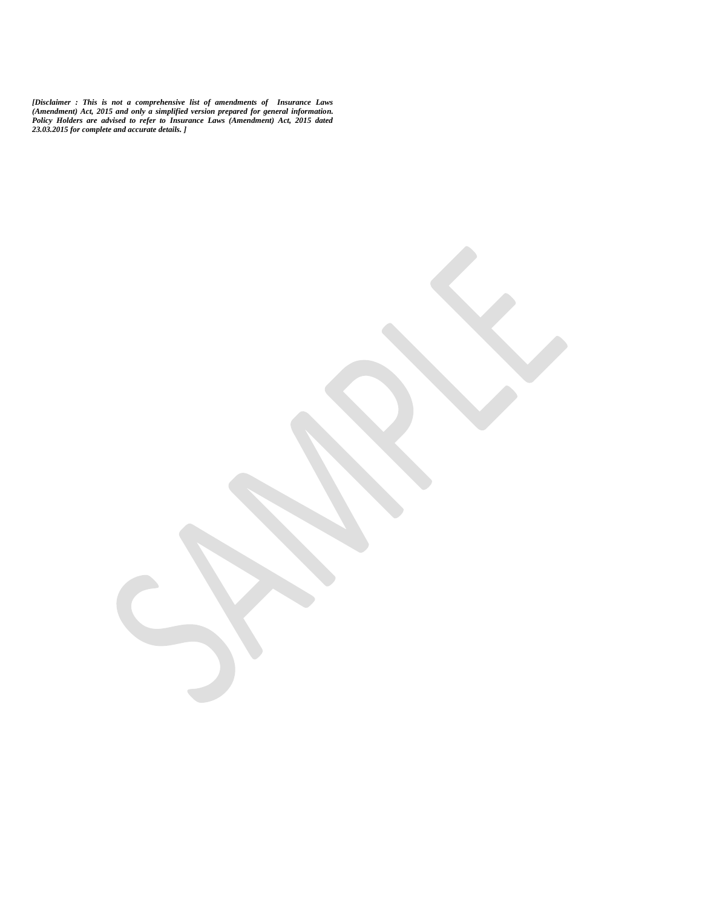*[Disclaimer : This is not a comprehensive list of amendments of Insurance Laws (Amendment) Act, 2015 and only a simplified version prepared for general information. Policy Holders are advised to refer to Insurance Laws (Amendment) Act, 2015 dated 23.03.2015 for complete and accurate details. ]*